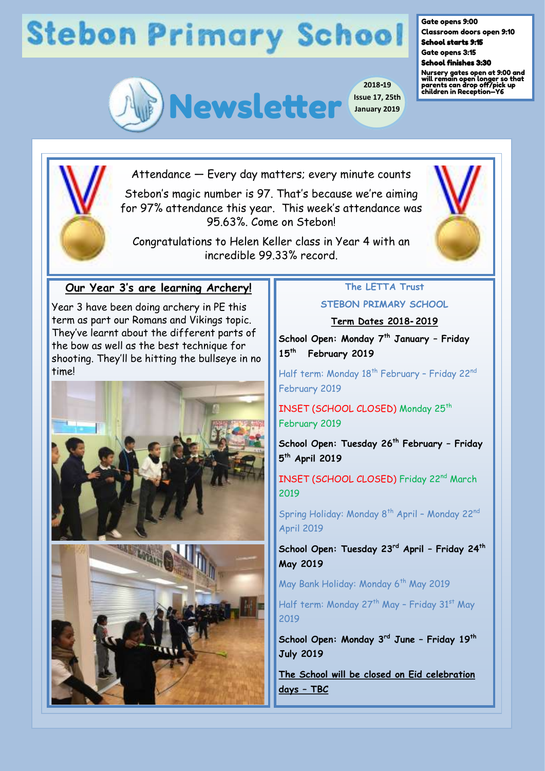# Stebon Primary School

**Gate opens 9:00**
**Classroom doors open 9:10**
**School starts 9:15**
**Gate opens 3:15**
**School finishes 3:30**
**Nursery gates open at 9:00 and will remain open longer so that parents can drop off/pick up children in Reception—Y6**

# Newsletter

2018-19
Issue 17, 25th January 2019

## Attendance — Every day matters; every minute counts

Stebon's magic number is 97. That's because we're aiming for 97% attendance this year. This week's attendance was 95.63%. Come on Stebon!

Congratulations to Helen Keller class in Year 4 with an incredible 99.33% record.

## Our Year 3's are learning Archery!

Year 3 have been doing archery in PE this term as part our Romans and Vikings topic. They've learnt about the different parts of the bow as well as the best technique for shooting. They'll be hitting the bullseye in no time!

## The LETTA Trust

### STEBON PRIMARY SCHOOL

### Term Dates 2018-2019

**School Open: Monday 7th January – Friday 15th February 2019**

Half term: Monday 18th February – Friday 22nd February 2019

INSET (SCHOOL CLOSED) Monday 25th February 2019

**School Open: Tuesday 26th February – Friday 5th April 2019**

INSET (SCHOOL CLOSED) Friday 22nd March 2019

Spring Holiday: Monday 8th April – Monday 22nd April 2019

**School Open: Tuesday 23rd April – Friday 24th May 2019**

May Bank Holiday: Monday 6th May 2019

Half term: Monday 27th May – Friday 31st May 2019

**School Open: Monday 3rd June – Friday 19th July 2019**

**The School will be closed on Eid celebration days – TBC**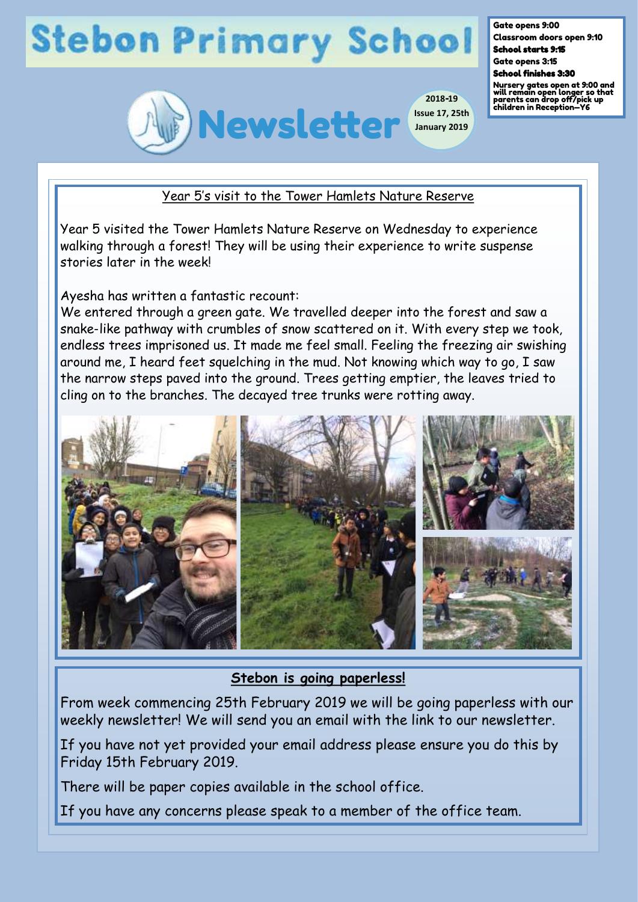# Stebon Primary School

Gate opens 9:00
Classroom doors open 9:10
**School starts 9:15**
Gate opens 3:15
**School finishes 3:30**
Nursery gates open at 9:00 and will remain open longer so that parents can drop off/pick up children in Reception—Y6

# Newsletter

2018-19
Issue 17, 25th January 2019

## Year 5's visit to the Tower Hamlets Nature Reserve

Year 5 visited the Tower Hamlets Nature Reserve on Wednesday to experience walking through a forest! They will be using their experience to write suspense stories later in the week!

Ayesha has written a fantastic recount:
We entered through a green gate. We travelled deeper into the forest and saw a snake-like pathway with crumbles of snow scattered on it. With every step we took, endless trees imprisoned us. It made me feel small. Feeling the freezing air swishing around me, I heard feet squelching in the mud. Not knowing which way to go, I saw the narrow steps paved into the ground. Trees getting emptier, the leaves tried to cling on to the branches. The decayed tree trunks were rotting away.

## Stebon is going paperless!

From week commencing 25th February 2019 we will be going paperless with our weekly newsletter! We will send you an email with the link to our newsletter.

If you have not yet provided your email address please ensure you do this by Friday 15th February 2019.

There will be paper copies available in the school office.

If you have any concerns please speak to a member of the office team.